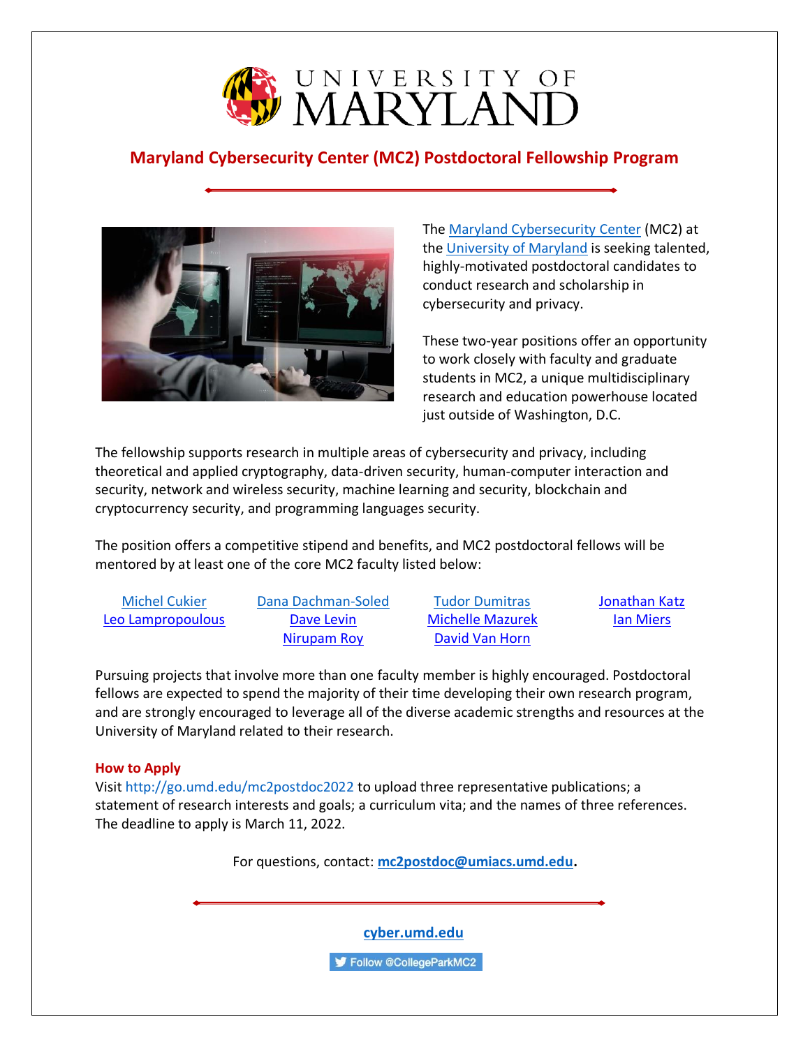UNIVERSITY OF MARYLAND

# Maryland Cybersecurity Center (MC2) Postdoctoral Fellowship Program

The Maryland Cybersecurity Center (MC2) at the University of Maryland is seeking talented, highly-motivated postdoctoral candidates to conduct research and scholarship in cybersecurity and privacy.

These two-year positions offer an opportunity to work closely with faculty and graduate students in MC2, a unique multidisciplinary research and education powerhouse located just outside of Washington, D.C.

The fellowship supports research in multiple areas of cybersecurity and privacy, including theoretical and applied cryptography, data-driven security, human-computer interaction and security, network and wireless security, machine learning and security, blockchain and cryptocurrency security, and programming languages security.

The position offers a competitive stipend and benefits, and MC2 postdoctoral fellows will be mentored by at least one of the core MC2 faculty listed below:

| | | | |
|---|---|---|---|
| Michel Cukier | Dana Dachman-Soled | Tudor Dumitras | Jonathan Katz |
| Leo Lampropoulous | Dave Levin | Michelle Mazurek | Ian Miers |
| | Nirupam Roy | David Van Horn | |

Pursuing projects that involve more than one faculty member is highly encouraged. Postdoctoral fellows are expected to spend the majority of their time developing their own research program, and are strongly encouraged to leverage all of the diverse academic strengths and resources at the University of Maryland related to their research.

## How to Apply

Visit http://go.umd.edu/mc2postdoc2022 to upload three representative publications; a statement of research interests and goals; a curriculum vita; and the names of three references. The deadline to apply is March 11, 2022.

For questions, contact: **mc2postdoc@umiacs.umd.edu.**

**cyber.umd.edu**

Follow @CollegeParkMC2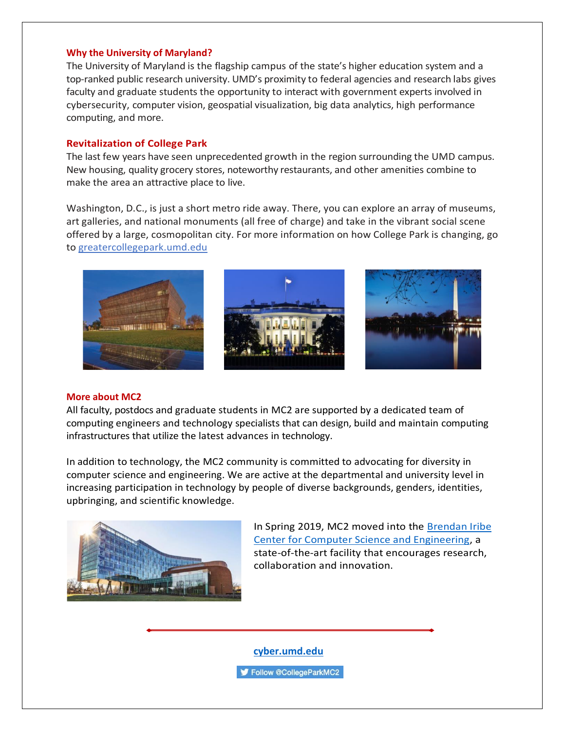## Why the University of Maryland?

The University of Maryland is the flagship campus of the state's higher education system and a top-ranked public research university. UMD's proximity to federal agencies and research labs gives faculty and graduate students the opportunity to interact with government experts involved in cybersecurity, computer vision, geospatial visualization, big data analytics, high performance computing, and more.

## Revitalization of College Park

The last few years have seen unprecedented growth in the region surrounding the UMD campus. New housing, quality grocery stores, noteworthy restaurants, and other amenities combine to make the area an attractive place to live.

Washington, D.C., is just a short metro ride away. There, you can explore an array of museums, art galleries, and national monuments (all free of charge) and take in the vibrant social scene offered by a large, cosmopolitan city. For more information on how College Park is changing, go to [greatercollegepark.umd.edu](greatercollegepark.umd.edu)

## More about MC2

All faculty, postdocs and graduate students in MC2 are supported by a dedicated team of computing engineers and technology specialists that can design, build and maintain computing infrastructures that utilize the latest advances in technology.

In addition to technology, the MC2 community is committed to advocating for diversity in computer science and engineering. We are active at the departmental and university level in increasing participation in technology by people of diverse backgrounds, genders, identities, upbringing, and scientific knowledge.

In Spring 2019, MC2 moved into the Brendan Iribe Center for Computer Science and Engineering, a state-of-the-art facility that encourages research, collaboration and innovation.

---

**[cyber.umd.edu](cyber.umd.edu)**

Follow @CollegeParkMC2